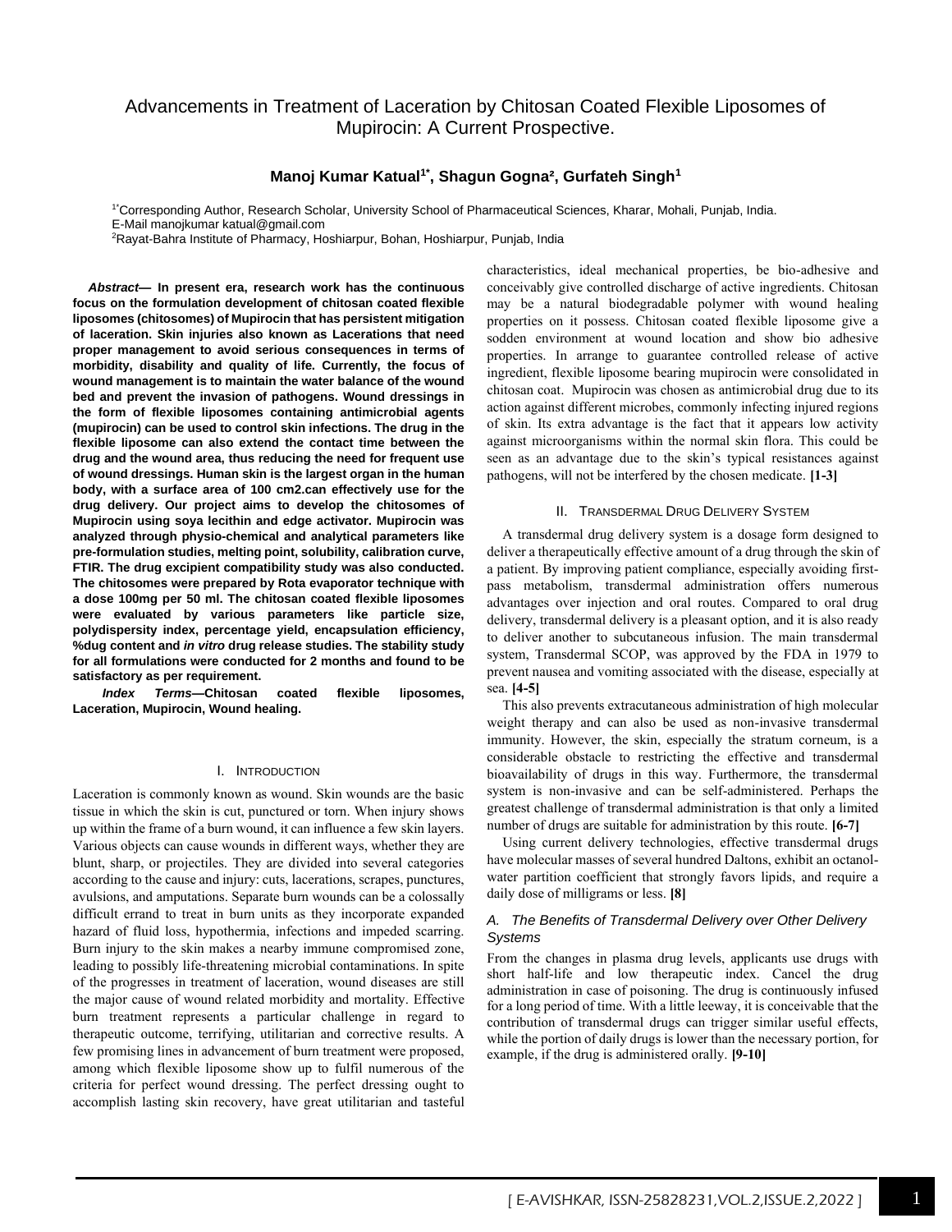# Advancements in Treatment of Laceration by Chitosan Coated Flexible Liposomes of Mupirocin: A Current Prospective.

**Manoj Kumar Katual[1*], Shagun Gogna², Gurfateh Singh[1]**

[1*]Corresponding Author, Research Scholar, University School of Pharmaceutical Sciences, Kharar, Mohali, Punjab, India.
E-Mail manojkumar katual@gmail.com
[2]Rayat-Bahra Institute of Pharmacy, Hoshiarpur, Bohan, Hoshiarpur, Punjab, India

***Abstract*— In present era, research work has the continuous focus on the formulation development of chitosan coated flexible liposomes (chitosomes) of Mupirocin that has persistent mitigation of laceration. Skin injuries also known as Lacerations that need proper management to avoid serious consequences in terms of morbidity, disability and quality of life. Currently, the focus of wound management is to maintain the water balance of the wound bed and prevent the invasion of pathogens. Wound dressings in the form of flexible liposomes containing antimicrobial agents (mupirocin) can be used to control skin infections. The drug in the flexible liposome can also extend the contact time between the drug and the wound area, thus reducing the need for frequent use of wound dressings. Human skin is the largest organ in the human body, with a surface area of 100 cm2.can effectively use for the drug delivery. Our project aims to develop the chitosomes of Mupirocin using soya lecithin and edge activator. Mupirocin was analyzed through physio-chemical and analytical parameters like pre-formulation studies, melting point, solubility, calibration curve, FTIR. The drug excipient compatibility study was also conducted. The chitosomes were prepared by Rota evaporator technique with a dose 100mg per 50 ml. The chitosan coated flexible liposomes were evaluated by various parameters like particle size, polydispersity index, percentage yield, encapsulation efficiency, %dug content and *in vitro* drug release studies. The stability study for all formulations were conducted for 2 months and found to be satisfactory as per requirement.**

***Index Terms*—Chitosan coated flexible liposomes, Laceration, Mupirocin, Wound healing.**

## I. Introduction

Laceration is commonly known as wound. Skin wounds are the basic tissue in which the skin is cut, punctured or torn. When injury shows up within the frame of a burn wound, it can influence a few skin layers. Various objects can cause wounds in different ways, whether they are blunt, sharp, or projectiles. They are divided into several categories according to the cause and injury: cuts, lacerations, scrapes, punctures, avulsions, and amputations. Separate burn wounds can be a colossally difficult errand to treat in burn units as they incorporate expanded hazard of fluid loss, hypothermia, infections and impeded scarring. Burn injury to the skin makes a nearby immune compromised zone, leading to possibly life-threatening microbial contaminations. In spite of the progresses in treatment of laceration, wound diseases are still the major cause of wound related morbidity and mortality. Effective burn treatment represents a particular challenge in regard to therapeutic outcome, terrifying, utilitarian and corrective results. A few promising lines in advancement of burn treatment were proposed, among which flexible liposome show up to fulfil numerous of the criteria for perfect wound dressing. The perfect dressing ought to accomplish lasting skin recovery, have great utilitarian and tasteful characteristics, ideal mechanical properties, be bio-adhesive and conceivably give controlled discharge of active ingredients. Chitosan may be a natural biodegradable polymer with wound healing properties on it possess. Chitosan coated flexible liposome give a sodden environment at wound location and show bio adhesive properties. In arrange to guarantee controlled release of active ingredient, flexible liposome bearing mupirocin were consolidated in chitosan coat. Mupirocin was chosen as antimicrobial drug due to its action against different microbes, commonly infecting injured regions of skin. Its extra advantage is the fact that it appears low activity against microorganisms within the normal skin flora. This could be seen as an advantage due to the skin's typical resistances against pathogens, will not be interfered by the chosen medicate. **[1-3]**

## II. Transdermal Drug Delivery System

A transdermal drug delivery system is a dosage form designed to deliver a therapeutically effective amount of a drug through the skin of a patient. By improving patient compliance, especially avoiding first-pass metabolism, transdermal administration offers numerous advantages over injection and oral routes. Compared to oral drug delivery, transdermal delivery is a pleasant option, and it is also ready to deliver another to subcutaneous infusion. The main transdermal system, Transdermal SCOP, was approved by the FDA in 1979 to prevent nausea and vomiting associated with the disease, especially at sea. **[4-5]**

This also prevents extracutaneous administration of high molecular weight therapy and can also be used as non-invasive transdermal immunity. However, the skin, especially the stratum corneum, is a considerable obstacle to restricting the effective and transdermal bioavailability of drugs in this way. Furthermore, the transdermal system is non-invasive and can be self-administered. Perhaps the greatest challenge of transdermal administration is that only a limited number of drugs are suitable for administration by this route. **[6-7]**

Using current delivery technologies, effective transdermal drugs have molecular masses of several hundred Daltons, exhibit an octanol-water partition coefficient that strongly favors lipids, and require a daily dose of milligrams or less. **[8]**

### *A. The Benefits of Transdermal Delivery over Other Delivery Systems*

From the changes in plasma drug levels, applicants use drugs with short half-life and low therapeutic index. Cancel the drug administration in case of poisoning. The drug is continuously infused for a long period of time. With a little leeway, it is conceivable that the contribution of transdermal drugs can trigger similar useful effects, while the portion of daily drugs is lower than the necessary portion, for example, if the drug is administered orally. **[9-10]**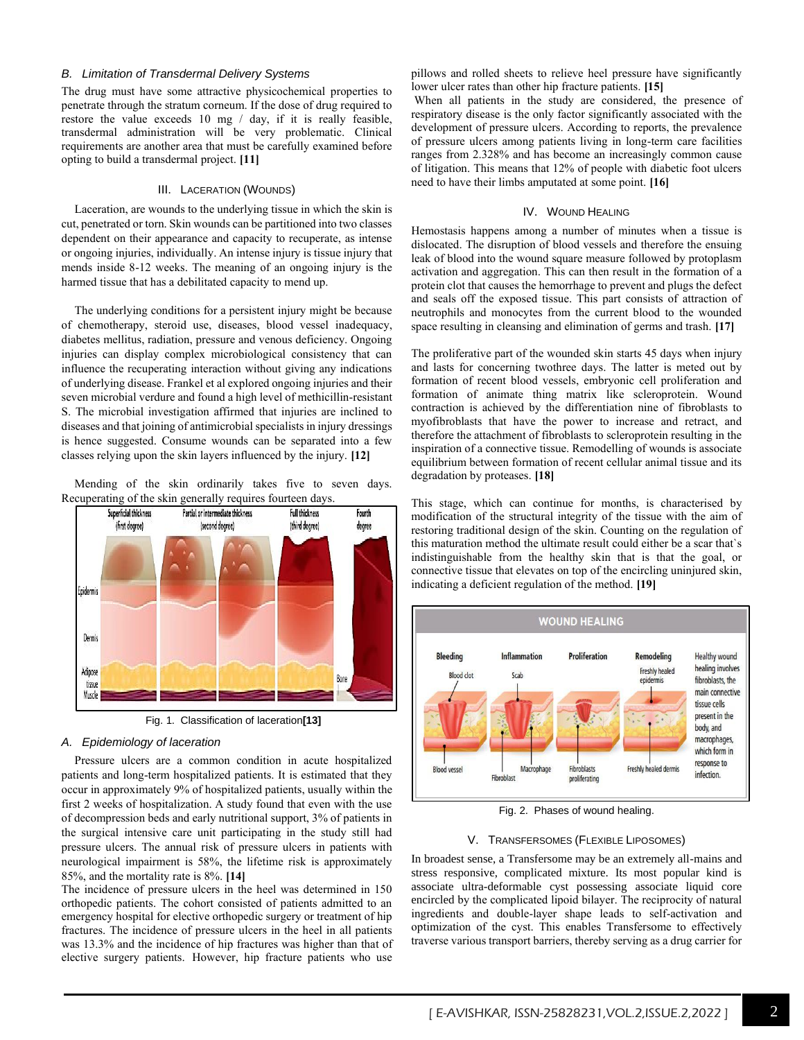### B. Limitation of Transdermal Delivery Systems

The drug must have some attractive physicochemical properties to penetrate through the stratum corneum. If the dose of drug required to restore the value exceeds 10 mg / day, if it is really feasible, transdermal administration will be very problematic. Clinical requirements are another area that must be carefully examined before opting to build a transdermal project. **[11]**

## III. Laceration (Wounds)

Laceration, are wounds to the underlying tissue in which the skin is cut, penetrated or torn. Skin wounds can be partitioned into two classes dependent on their appearance and capacity to recuperate, as intense or ongoing injuries, individually. An intense injury is tissue injury that mends inside 8-12 weeks. The meaning of an ongoing injury is the harmed tissue that has a debilitated capacity to mend up.

The underlying conditions for a persistent injury might be because of chemotherapy, steroid use, diseases, blood vessel inadequacy, diabetes mellitus, radiation, pressure and venous deficiency. Ongoing injuries can display complex microbiological consistency that can influence the recuperating interaction without giving any indications of underlying disease. Frankel et al explored ongoing injuries and their seven microbial verdure and found a high level of methicillin-resistant S. The microbial investigation affirmed that injuries are inclined to diseases and that joining of antimicrobial specialists in injury dressings is hence suggested. Consume wounds can be separated into a few classes relying upon the skin layers influenced by the injury. **[12]**

Mending of the skin ordinarily takes five to seven days. Recuperating of the skin generally requires fourteen days.

Fig. 1. Classification of laceration**[13]**

### A. Epidemiology of laceration

Pressure ulcers are a common condition in acute hospitalized patients and long-term hospitalized patients. It is estimated that they occur in approximately 9% of hospitalized patients, usually within the first 2 weeks of hospitalization. A study found that even with the use of decompression beds and early nutritional support, 3% of patients in the surgical intensive care unit participating in the study still had pressure ulcers. The annual risk of pressure ulcers in patients with neurological impairment is 58%, the lifetime risk is approximately 85%, and the mortality rate is 8%. **[14]**

The incidence of pressure ulcers in the heel was determined in 150 orthopedic patients. The cohort consisted of patients admitted to an emergency hospital for elective orthopedic surgery or treatment of hip fractures. The incidence of pressure ulcers in the heel in all patients was 13.3% and the incidence of hip fractures was higher than that of elective surgery patients. However, hip fracture patients who use pillows and rolled sheets to relieve heel pressure have significantly lower ulcer rates than other hip fracture patients. **[15]**

When all patients in the study are considered, the presence of respiratory disease is the only factor significantly associated with the development of pressure ulcers. According to reports, the prevalence of pressure ulcers among patients living in long-term care facilities ranges from 2.328% and has become an increasingly common cause of litigation. This means that 12% of people with diabetic foot ulcers need to have their limbs amputated at some point. **[16]**

## IV. Wound Healing

Hemostasis happens among a number of minutes when a tissue is dislocated. The disruption of blood vessels and therefore the ensuing leak of blood into the wound square measure followed by protoplasm activation and aggregation. This can then result in the formation of a protein clot that causes the hemorrhage to prevent and plugs the defect and seals off the exposed tissue. This part consists of attraction of neutrophils and monocytes from the current blood to the wounded space resulting in cleansing and elimination of germs and trash. **[17]**

The proliferative part of the wounded skin starts 45 days when injury and lasts for concerning twothree days. The latter is meted out by formation of recent blood vessels, embryonic cell proliferation and formation of animate thing matrix like scleroprotein. Wound contraction is achieved by the differentiation nine of fibroblasts to myofibroblasts that have the power to increase and retract, and therefore the attachment of fibroblasts to scleroprotein resulting in the inspiration of a connective tissue. Remodelling of wounds is associate equilibrium between formation of recent cellular animal tissue and its degradation by proteases. **[18]**

This stage, which can continue for months, is characterised by modification of the structural integrity of the tissue with the aim of restoring traditional design of the skin. Counting on the regulation of this maturation method the ultimate result could either be a scar that`s indistinguishable from the healthy skin that is that the goal, or connective tissue that elevates on top of the encircling uninjured skin, indicating a deficient regulation of the method. **[19]**

Fig. 2. Phases of wound healing.

## V. Transfersomes (Flexible Liposomes)

In broadest sense, a Transfersome may be an extremely all-mains and stress responsive, complicated mixture. Its most popular kind is associate ultra-deformable cyst possessing associate liquid core encircled by the complicated lipoid bilayer. The reciprocity of natural ingredients and double-layer shape leads to self-activation and optimization of the cyst. This enables Transfersome to effectively traverse various transport barriers, thereby serving as a drug carrier for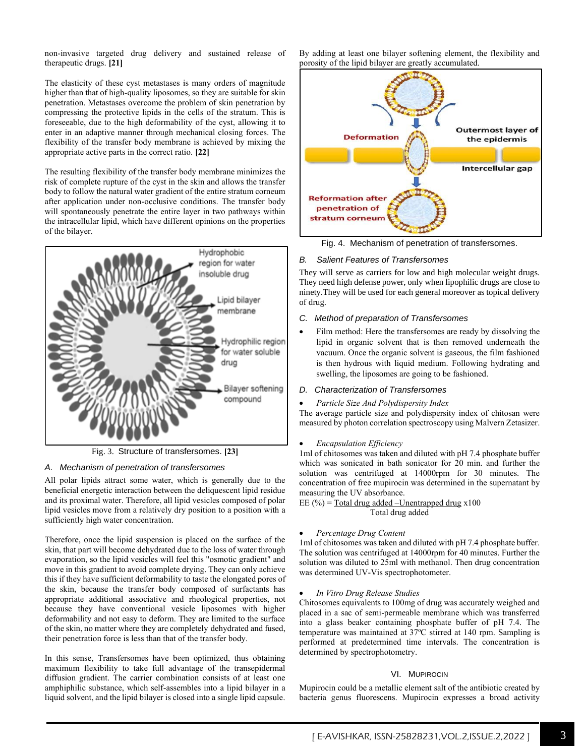non-invasive targeted drug delivery and sustained release of therapeutic drugs. **[21]**

The elasticity of these cyst metastases is many orders of magnitude higher than that of high-quality liposomes, so they are suitable for skin penetration. Metastases overcome the problem of skin penetration by compressing the protective lipids in the cells of the stratum. This is foreseeable, due to the high deformability of the cyst, allowing it to enter in an adaptive manner through mechanical closing forces. The flexibility of the transfer body membrane is achieved by mixing the appropriate active parts in the correct ratio. **[22]**

The resulting flexibility of the transfer body membrane minimizes the risk of complete rupture of the cyst in the skin and allows the transfer body to follow the natural water gradient of the entire stratum corneum after application under non-occlusive conditions. The transfer body will spontaneously penetrate the entire layer in two pathways within the intracellular lipid, which have different opinions on the properties of the bilayer.

Fig. 3. Structure of transfersomes. **[23]**

### A. Mechanism of penetration of transfersomes

All polar lipids attract some water, which is generally due to the beneficial energetic interaction between the deliquescent lipid residue and its proximal water. Therefore, all lipid vesicles composed of polar lipid vesicles move from a relatively dry position to a position with a sufficiently high water concentration.

Therefore, once the lipid suspension is placed on the surface of the skin, that part will become dehydrated due to the loss of water through evaporation, so the lipid vesicles will feel this "osmotic gradient" and move in this gradient to avoid complete drying. They can only achieve this if they have sufficient deformability to taste the elongated pores of the skin, because the transfer body composed of surfactants has appropriate additional associative and rheological properties, not because they have conventional vesicle liposomes with higher deformability and not easy to deform. They are limited to the surface of the skin, no matter where they are completely dehydrated and fused, their penetration force is less than that of the transfer body.

In this sense, Transfersomes have been optimized, thus obtaining maximum flexibility to take full advantage of the transepidermal diffusion gradient. The carrier combination consists of at least one amphiphilic substance, which self-assembles into a lipid bilayer in a liquid solvent, and the lipid bilayer is closed into a single lipid capsule. By adding at least one bilayer softening element, the flexibility and porosity of the lipid bilayer are greatly accumulated.

Fig. 4. Mechanism of penetration of transfersomes.

### B. Salient Features of Transfersomes

They will serve as carriers for low and high molecular weight drugs. They need high defense power, only when lipophilic drugs are close to ninety.They will be used for each general moreover as topical delivery of drug.

### C. Method of preparation of Transfersomes

- Film method: Here the transfersomes are ready by dissolving the lipid in organic solvent that is then removed underneath the vacuum. Once the organic solvent is gaseous, the film fashioned is then hydrous with liquid medium. Following hydrating and swelling, the liposomes are going to be fashioned.

### D. Characterization of Transfersomes

- *Particle Size And Polydispersity Index*

The average particle size and polydispersity index of chitosan were measured by photon correlation spectroscopy using Malvern Zetasizer.

- *Encapsulation Efficiency*

1ml of chitosomes was taken and diluted with pH 7.4 phosphate buffer which was sonicated in bath sonicator for 20 min. and further the solution was centrifuged at 14000rpm for 30 minutes. The concentration of free mupirocin was determined in the supernatant by measuring the UV absorbance.

$$EE\ (\%) = \frac{\text{Total drug added} - \text{Unentrapped drug}}{\text{Total drug added}} \times 100$$

- *Percentage Drug Content*

1ml of chitosomes was taken and diluted with pH 7.4 phosphate buffer. The solution was centrifuged at 14000rpm for 40 minutes. Further the solution was diluted to 25ml with methanol. Then drug concentration was determined UV-Vis spectrophotometer.

- *In Vitro Drug Release Studies*

Chitosomes equivalents to 100mg of drug was accurately weighed and placed in a sac of semi-permeable membrane which was transferred into a glass beaker containing phosphate buffer of pH 7.4. The temperature was maintained at 37ºC stirred at 140 rpm. Sampling is performed at predetermined time intervals. The concentration is determined by spectrophotometry.

## VI. Mupirocin

Mupirocin could be a metallic element salt of the antibiotic created by bacteria genus fluorescens. Mupirocin expresses a broad activity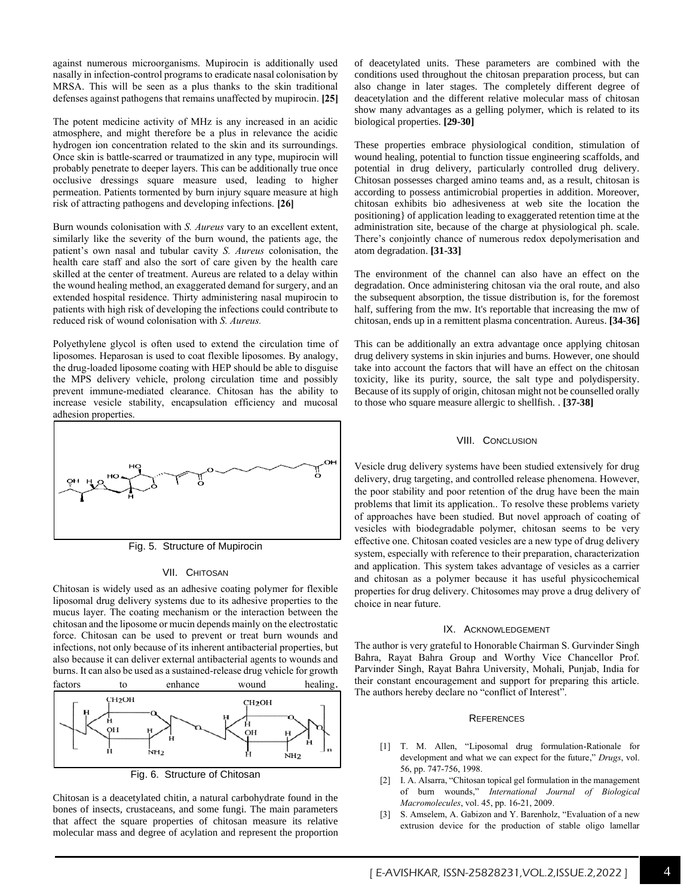against numerous microorganisms. Mupirocin is additionally used nasally in infection-control programs to eradicate nasal colonisation by MRSA. This will be seen as a plus thanks to the skin traditional defenses against pathogens that remains unaffected by mupirocin. **[25]**

The potent medicine activity of MHz is any increased in an acidic atmosphere, and might therefore be a plus in relevance the acidic hydrogen ion concentration related to the skin and its surroundings. Once skin is battle-scarred or traumatized in any type, mupirocin will probably penetrate to deeper layers. This can be additionally true once occlusive dressings square measure used, leading to higher permeation. Patients tormented by burn injury square measure at high risk of attracting pathogens and developing infections. **[26]**

Burn wounds colonisation with *S. Aureus* vary to an excellent extent, similarly like the severity of the burn wound, the patients age, the patient's own nasal and tubular cavity *S. Aureus* colonisation, the health care staff and also the sort of care given by the health care skilled at the center of treatment. Aureus are related to a delay within the wound healing method, an exaggerated demand for surgery, and an extended hospital residence. Thirty administering nasal mupirocin to patients with high risk of developing the infections could contribute to reduced risk of wound colonisation with *S. Aureus.*

Polyethylene glycol is often used to extend the circulation time of liposomes. Heparosan is used to coat flexible liposomes. By analogy, the drug-loaded liposome coating with HEP should be able to disguise the MPS delivery vehicle, prolong circulation time and possibly prevent immune-mediated clearance. Chitosan has the ability to increase vesicle stability, encapsulation efficiency and mucosal adhesion properties.

Fig. 5. Structure of Mupirocin

## VII. Chitosan

Chitosan is widely used as an adhesive coating polymer for flexible liposomal drug delivery systems due to its adhesive properties to the mucus layer. The coating mechanism or the interaction between the chitosan and the liposome or mucin depends mainly on the electrostatic force. Chitosan can be used to prevent or treat burn wounds and infections, not only because of its inherent antibacterial properties, but also because it can deliver external antibacterial agents to wounds and burns. It can also be used as a sustained-release drug vehicle for growth factors to enhance wound healing.

Fig. 6. Structure of Chitosan

Chitosan is a deacetylated chitin, a natural carbohydrate found in the bones of insects, crustaceans, and some fungi. The main parameters that affect the square properties of chitosan measure its relative molecular mass and degree of acylation and represent the proportion of deacetylated units. These parameters are combined with the conditions used throughout the chitosan preparation process, but can also change in later stages. The completely different degree of deacetylation and the different relative molecular mass of chitosan show many advantages as a gelling polymer, which is related to its biological properties. **[29-30]**

These properties embrace physiological condition, stimulation of wound healing, potential to function tissue engineering scaffolds, and potential in drug delivery, particularly controlled drug delivery. Chitosan possesses charged amino teams and, as a result, chitosan is according to possess antimicrobial properties in addition. Moreover, chitosan exhibits bio adhesiveness at web site the location the positioning} of application leading to exaggerated retention time at the administration site, because of the charge at physiological ph. scale. There's conjointly chance of numerous redox depolymerisation and atom degradation. **[31-33]**

The environment of the channel can also have an effect on the degradation. Once administering chitosan via the oral route, and also the subsequent absorption, the tissue distribution is, for the foremost half, suffering from the mw. It's reportable that increasing the mw of chitosan, ends up in a remittent plasma concentration. Aureus. **[34-36]**

This can be additionally an extra advantage once applying chitosan drug delivery systems in skin injuries and burns. However, one should take into account the factors that will have an effect on the chitosan toxicity, like its purity, source, the salt type and polydispersity. Because of its supply of origin, chitosan might not be counselled orally to those who square measure allergic to shellfish. . **[37-38]**

## VIII. Conclusion

Vesicle drug delivery systems have been studied extensively for drug delivery, drug targeting, and controlled release phenomena. However, the poor stability and poor retention of the drug have been the main problems that limit its application.. To resolve these problems variety of approaches have been studied. But novel approach of coating of vesicles with biodegradable polymer, chitosan seems to be very effective one. Chitosan coated vesicles are a new type of drug delivery system, especially with reference to their preparation, characterization and application. This system takes advantage of vesicles as a carrier and chitosan as a polymer because it has useful physicochemical properties for drug delivery. Chitosomes may prove a drug delivery of choice in near future.

## IX. Acknowledgement

The author is very grateful to Honorable Chairman S. Gurvinder Singh Bahra, Rayat Bahra Group and Worthy Vice Chancellor Prof. Parvinder Singh, Rayat Bahra University, Mohali, Punjab, India for their constant encouragement and support for preparing this article. The authors hereby declare no "conflict of Interest".

## References

[1] T. M. Allen, "Liposomal drug formulation-Rationale for development and what we can expect for the future," *Drugs*, vol. 56, pp. 747-756, 1998.

[2] I. A. Alsarra, "Chitosan topical gel formulation in the management of burn wounds," *International Journal of Biological Macromolecules*, vol. 45, pp. 16-21, 2009.

[3] S. Amselem, A. Gabizon and Y. Barenholz, "Evaluation of a new extrusion device for the production of stable oligo lamellar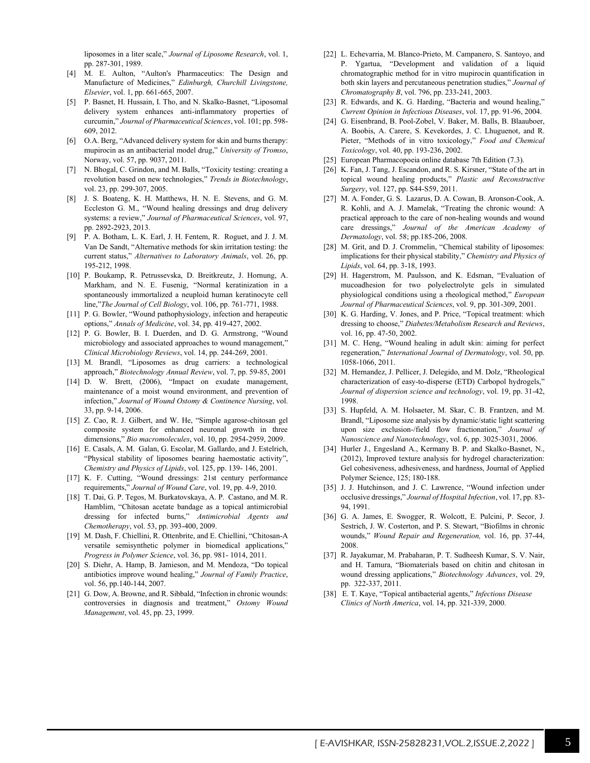liposomes in a liter scale," *Journal of Liposome Research*, vol. 1, pp. 287-301, 1989.

[4] M. E. Aulton, "Aulton's Pharmaceutics: The Design and Manufacture of Medicines," *Edinburgh, Churchill Livingstone, Elsevier*, vol. 1, pp. 661-665, 2007.

[5] P. Basnet, H. Hussain, I. Tho, and N. Skalko-Basnet, "Liposomal delivery system enhances anti-inflammatory properties of curcumin," *Journal of Pharmaceutical Sciences*, vol. 101; pp. 598-609, 2012.

[6] O.A. Berg, "Advanced delivery system for skin and burns therapy: mupirocin as an antibacterial model drug," *University of Tromso*, Norway, vol. 57, pp. 9037, 2011.

[7] N. Bhogal, C. Grindon, and M. Balls, "Toxicity testing: creating a revolution based on new technologies," *Trends in Biotechnology*, vol. 23, pp. 299-307, 2005.

[8] J. S. Boateng, K. H. Matthews, H. N. E. Stevens, and G. M. Eccleston G. M., "Wound healing dressings and drug delivery systems: a review," *Journal of Pharmaceutical Sciences*, vol. 97, pp. 2892-2923, 2013.

[9] P. A. Botham, L. K. Earl, J. H. Fentem, R. Roguet, and J. J. M. Van De Sandt, "Alternative methods for skin irritation testing: the current status," *Alternatives to Laboratory Animals*, vol. 26, pp. 195-212, 1998.

[10] P. Boukamp, R. Petrussevska, D. Breitkreutz, J. Hornung, A. Markham, and N. E. Fusenig, "Normal keratinization in a spontaneously immortalized a neuploid human keratinocyte cell line,"*The Journal of Cell Biology*, vol. 106, pp. 761-771, 1988.

[11] P. G. Bowler, "Wound pathophysiology, infection and herapeutic options," *Annals of Medicine*, vol. 34, pp. 419-427, 2002.

[12] P. G. Bowler, B. I. Duerden, and D. G. Armstrong, "Wound microbiology and associated approaches to wound management," *Clinical Microbiology Reviews*, vol. 14, pp. 244-269, 2001.

[13] M. Brandl, "Liposomes as drug carriers: a technological approach," *Biotechnology Annual Review*, vol. 7, pp. 59-85, 2001

[14] D. W. Brett, (2006), "Impact on exudate management, maintenance of a moist wound environment, and prevention of infection," *Journal of Wound Ostomy & Continence Nursing*, vol. 33, pp. 9-14, 2006.

[15] Z. Cao, R. J. Gilbert, and W. He, "Simple agarose-chitosan gel composite system for enhanced neuronal growth in three dimensions," *Bio macromolecules*, vol. 10, pp. 2954-2959, 2009.

[16] E. Casals, A. M. Galan, G. Escolar, M. Gallardo, and J. Estelrich, "Physical stability of liposomes bearing haemostatic activity", *Chemistry and Physics of Lipids*, vol. 125, pp. 139- 146, 2001.

[17] K. F. Cutting, "Wound dressings: 21st century performance requirements," *Journal of Wound Care*, vol. 19, pp. 4-9, 2010.

[18] T. Dai, G. P. Tegos, M. Burkatovskaya, A. P. Castano, and M. R. Hamblim, "Chitosan acetate bandage as a topical antimicrobial dressing for infected burns," *Antimicrobial Agents and Chemotherapy*, vol. 53, pp. 393-400, 2009.

[19] M. Dash, F. Chiellini, R. Ottenbrite, and E. Chiellini, "Chitosan-A versatile semisynthetic polymer in biomedical applications," *Progress in Polymer Science*, vol. 36, pp. 981- 1014, 2011.

[20] S. Diehr, A. Hamp, B. Jamieson, and M. Mendoza, "Do topical antibiotics improve wound healing," *Journal of Family Practice*, vol. 56, pp.140-144, 2007.

[21] G. Dow, A. Browne, and R. Sibbald, "Infection in chronic wounds: controversies in diagnosis and treatment," *Ostomy Wound Management*, vol. 45, pp. 23, 1999.

[22] L. Echevarria, M. Blanco-Prieto, M. Campanero, S. Santoyo, and P. Ygartua, "Development and validation of a liquid chromatographic method for in vitro mupirocin quantification in both skin layers and percutaneous penetration studies," *Journal of Chromatography B*, vol. 796, pp. 233-241, 2003.

[23] R. Edwards, and K. G. Harding, "Bacteria and wound healing," *Current Opinion in Infectious Diseases*, vol. 17, pp. 91-96, 2004.

[24] G. Eisenbrand, B. Pool-Zobel, V. Baker, M. Balls, B. Blaauboer, A. Boobis, A. Carere, S. Kevekordes, J. C. Lhuguenot, and R. Pieter, "Methods of in vitro toxicology," *Food and Chemical Toxicology*, vol. 40, pp. 193-236, 2002.

[25] European Pharmacopoeia online database 7th Edition (7.3).

[26] K. Fan, J. Tang, J. Escandon, and R. S. Kirsner, "State of the art in topical wound healing products," *Plastic and Reconstructive Surgery*, vol. 127, pp. S44-S59, 2011.

[27] M. A. Fonder, G. S. Lazarus, D. A. Cowan, B. Aronson-Cook, A. R. Kohli, and A. J. Mamelak, "Treating the chronic wound: A practical approach to the care of non-healing wounds and wound care dressings," *Journal of the American Academy of Dermatology*, vol. 58; pp.185-206, 2008.

[28] M. Grit, and D. J. Crommelin, "Chemical stability of liposomes: implications for their physical stability," *Chemistry and Physics of Lipids*, vol. 64, pp. 3-18, 1993.

[29] H. Hagerstrom, M. Paulsson, and K. Edsman, "Evaluation of mucoadhesion for two polyelectrolyte gels in simulated physiological conditions using a rheological method," *European Journal of Pharmaceutical Sciences*, vol. 9, pp. 301-309, 2001.

[30] K. G. Harding, V. Jones, and P. Price, "Topical treatment: which dressing to choose," *Diabetes/Metabolism Research and Reviews*, vol. 16, pp. 47-50, 2002.

[31] M. C. Heng, "Wound healing in adult skin: aiming for perfect regeneration," *International Journal of Dermatology*, vol. 50, pp. 1058-1066, 2011.

[32] M. Hernandez, J. Pellicer, J. Delegido, and M. Dolz, "Rheological characterization of easy-to-disperse (ETD) Carbopol hydrogels," *Journal of dispersion science and technology*, vol. 19, pp. 31-42, 1998.

[33] S. Hupfeld, A. M. Holsaeter, M. Skar, C. B. Frantzen, and M. Brandl, "Liposome size analysis by dynamic/static light scattering upon size exclusion-/field flow fractionation," *Journal of Nanoscience and Nanotechnology*, vol. 6, pp. 3025-3031, 2006.

[34] Hurler J., Engesland A., Kermany B. P. and Skalko-Basnet, N., (2012), Improved texture analysis for hydrogel characterization: Gel cohesiveness, adhesiveness, and hardness, Journal of Applied Polymer Science, 125; 180-188.

[35] J. J. Hutchinson, and J. C. Lawrence, "Wound infection under occlusive dressings," *Journal of Hospital Infection*, vol. 17, pp. 83-94, 1991.

[36] G. A. James, E. Swogger, R. Wolcott, E. Pulcini, P. Secor, J. Sestrich, J. W. Costerton, and P. S. Stewart, "Biofilms in chronic wounds," *Wound Repair and Regeneration,* vol. 16, pp. 37-44, 2008.

[37] R. Jayakumar, M. Prabaharan, P. T. Sudheesh Kumar, S. V. Nair, and H. Tamura, "Biomaterials based on chitin and chitosan in wound dressing applications," *Biotechnology Advances*, vol. 29, pp. 322-337, 2011.

[38] E. T. Kaye, "Topical antibacterial agents," *Infectious Disease Clinics of North America*, vol. 14, pp. 321-339, 2000.